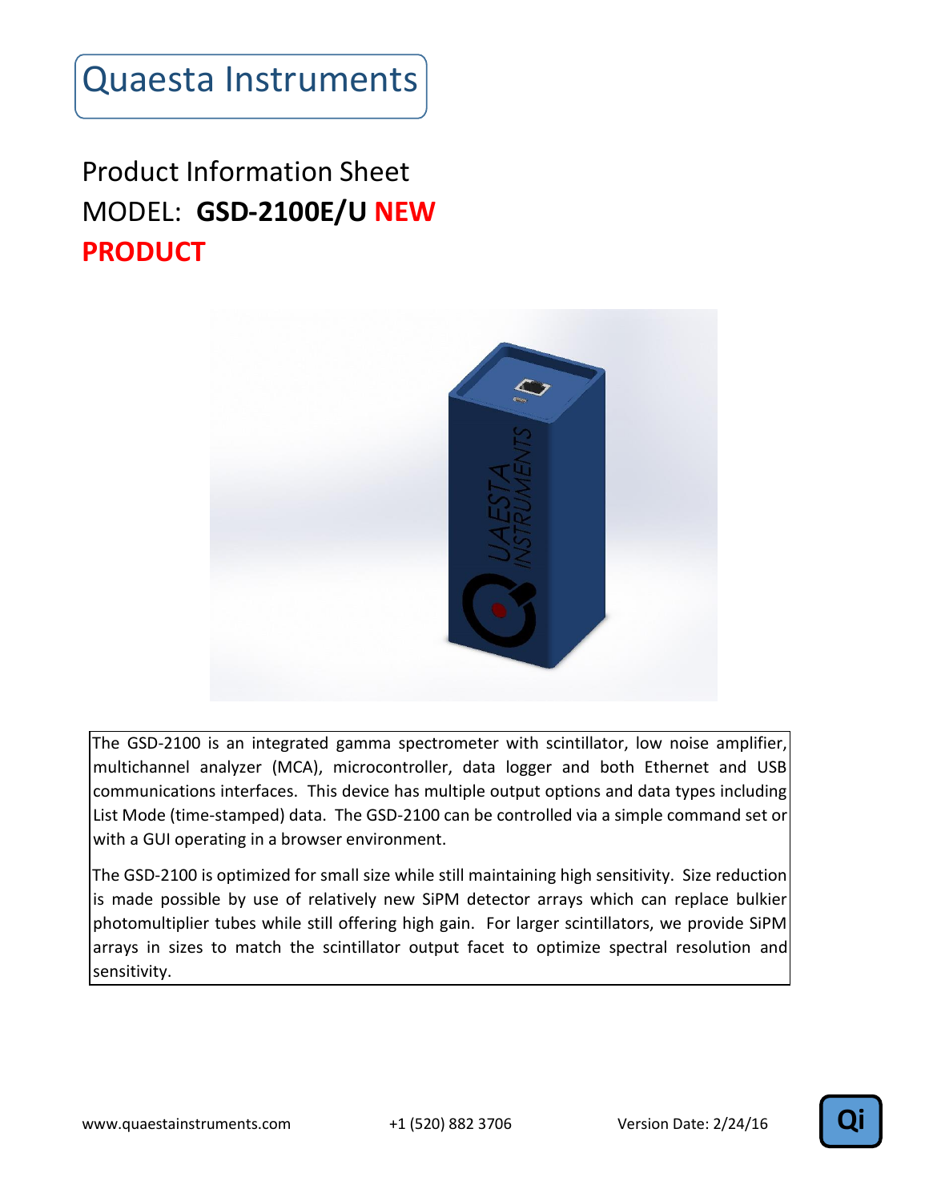# Quaesta Instruments

## Product Information Sheet

## MODEL: **GSD-2100E/U** **NEW PRODUCT**

The GSD-2100 is an integrated gamma spectrometer with scintillator, low noise amplifier, multichannel analyzer (MCA), microcontroller, data logger and both Ethernet and USB communications interfaces. This device has multiple output options and data types including List Mode (time-stamped) data. The GSD-2100 can be controlled via a simple command set or with a GUI operating in a browser environment.

The GSD-2100 is optimized for small size while still maintaining high sensitivity. Size reduction is made possible by use of relatively new SiPM detector arrays which can replace bulkier photomultiplier tubes while still offering high gain. For larger scintillators, we provide SiPM arrays in sizes to match the scintillator output facet to optimize spectral resolution and sensitivity.

www.quaestainstruments.com +1 (520) 882 3706 Version Date: 2/24/16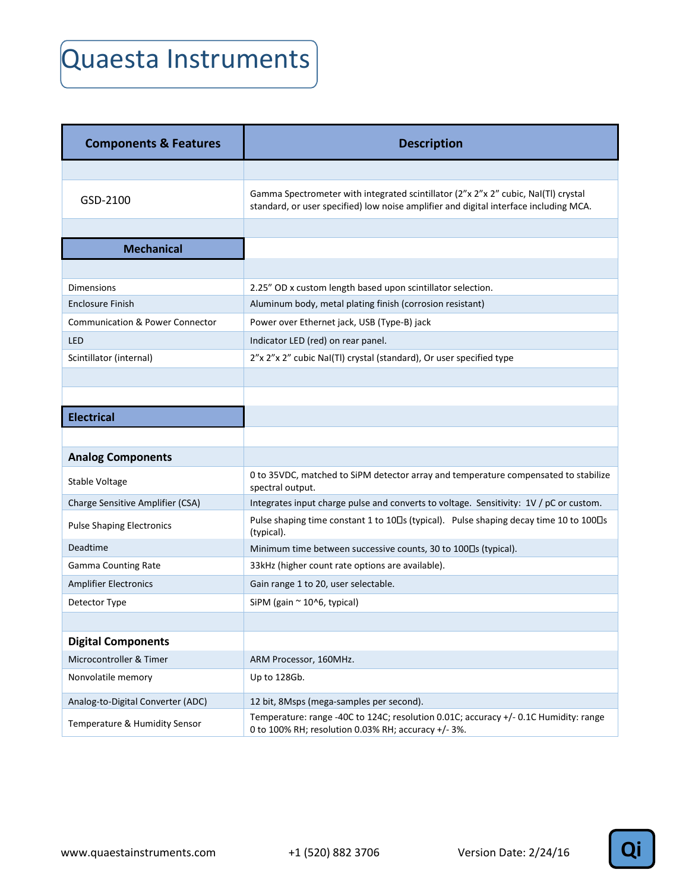# Quaesta Instruments

| Components & Features | Description |
|---|---|
| GSD-2100 | Gamma Spectrometer with integrated scintillator (2"x 2"x 2" cubic, NaI(Tl) crystal standard, or user specified) low noise amplifier and digital interface including MCA. |
| **Mechanical** | |
| Dimensions | 2.25" OD x custom length based upon scintillator selection. |
| Enclosure Finish | Aluminum body, metal plating finish (corrosion resistant) |
| Communication & Power Connector | Power over Ethernet jack, USB (Type-B) jack |
| LED | Indicator LED (red) on rear panel. |
| Scintillator (internal) | 2"x 2"x 2" cubic NaI(Tl) crystal (standard), Or user specified type |
| **Electrical** | |
| **Analog Components** | |
| Stable Voltage | 0 to 35VDC, matched to SiPM detector array and temperature compensated to stabilize spectral output. |
| Charge Sensitive Amplifier (CSA) | Integrates input charge pulse and converts to voltage. Sensitivity: 1V / pC or custom. |
| Pulse Shaping Electronics | Pulse shaping time constant 1 to 10µs (typical). Pulse shaping decay time 10 to 100µs (typical). |
| Deadtime | Minimum time between successive counts, 30 to 100µs (typical). |
| Gamma Counting Rate | 33kHz (higher count rate options are available). |
| Amplifier Electronics | Gain range 1 to 20, user selectable. |
| Detector Type | SiPM (gain ~ 10^6, typical) |
| **Digital Components** | |
| Microcontroller & Timer | ARM Processor, 160MHz. |
| Nonvolatile memory | Up to 128Gb. |
| Analog-to-Digital Converter (ADC) | 12 bit, 8Msps (mega-samples per second). |
| Temperature & Humidity Sensor | Temperature: range -40C to 124C; resolution 0.01C; accuracy +/- 0.1C Humidity: range 0 to 100% RH; resolution 0.03% RH; accuracy +/- 3%. |

www.quaestainstruments.com +1 (520) 882 3706 Version Date: 2/24/16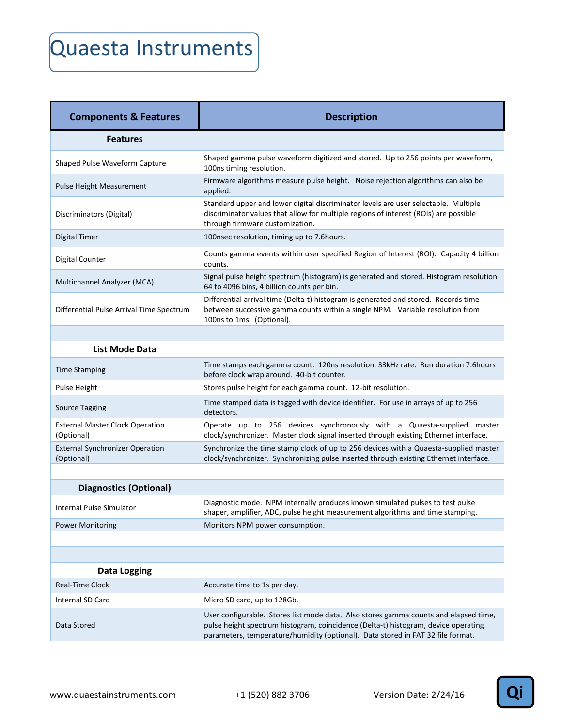# Quaesta Instruments

| Components & Features | Description |
|---|---|
| **Features** | |
| Shaped Pulse Waveform Capture | Shaped gamma pulse waveform digitized and stored. Up to 256 points per waveform, 100ns timing resolution. |
| Pulse Height Measurement | Firmware algorithms measure pulse height. Noise rejection algorithms can also be applied. |
| Discriminators (Digital) | Standard upper and lower digital discriminator levels are user selectable. Multiple discriminator values that allow for multiple regions of interest (ROIs) are possible through firmware customization. |
| Digital Timer | 100nsec resolution, timing up to 7.6hours. |
| Digital Counter | Counts gamma events within user specified Region of Interest (ROI). Capacity 4 billion counts. |
| Multichannel Analyzer (MCA) | Signal pulse height spectrum (histogram) is generated and stored. Histogram resolution 64 to 4096 bins, 4 billion counts per bin. |
| Differential Pulse Arrival Time Spectrum | Differential arrival time (Delta-t) histogram is generated and stored. Records time between successive gamma counts within a single NPM. Variable resolution from 100ns to 1ms. (Optional). |
| | |
| **List Mode Data** | |
| Time Stamping | Time stamps each gamma count. 120ns resolution. 33kHz rate. Run duration 7.6hours before clock wrap around. 40-bit counter. |
| Pulse Height | Stores pulse height for each gamma count. 12-bit resolution. |
| Source Tagging | Time stamped data is tagged with device identifier. For use in arrays of up to 256 detectors. |
| External Master Clock Operation (Optional) | Operate up to 256 devices synchronously with a Quaesta-supplied master clock/synchronizer. Master clock signal inserted through existing Ethernet interface. |
| External Synchronizer Operation (Optional) | Synchronize the time stamp clock of up to 256 devices with a Quaesta-supplied master clock/synchronizer. Synchronizing pulse inserted through existing Ethernet interface. |
| | |
| **Diagnostics (Optional)** | |
| Internal Pulse Simulator | Diagnostic mode. NPM internally produces known simulated pulses to test pulse shaper, amplifier, ADC, pulse height measurement algorithms and time stamping. |
| Power Monitoring | Monitors NPM power consumption. |
| | |
| | |
| **Data Logging** | |
| Real-Time Clock | Accurate time to 1s per day. |
| Internal SD Card | Micro SD card, up to 128Gb. |
| Data Stored | User configurable. Stores list mode data. Also stores gamma counts and elapsed time, pulse height spectrum histogram, coincidence (Delta-t) histogram, device operating parameters, temperature/humidity (optional). Data stored in FAT 32 file format. |

www.quaestainstruments.com &nbsp;&nbsp;&nbsp; +1 (520) 882 3706 &nbsp;&nbsp;&nbsp; Version Date: 2/24/16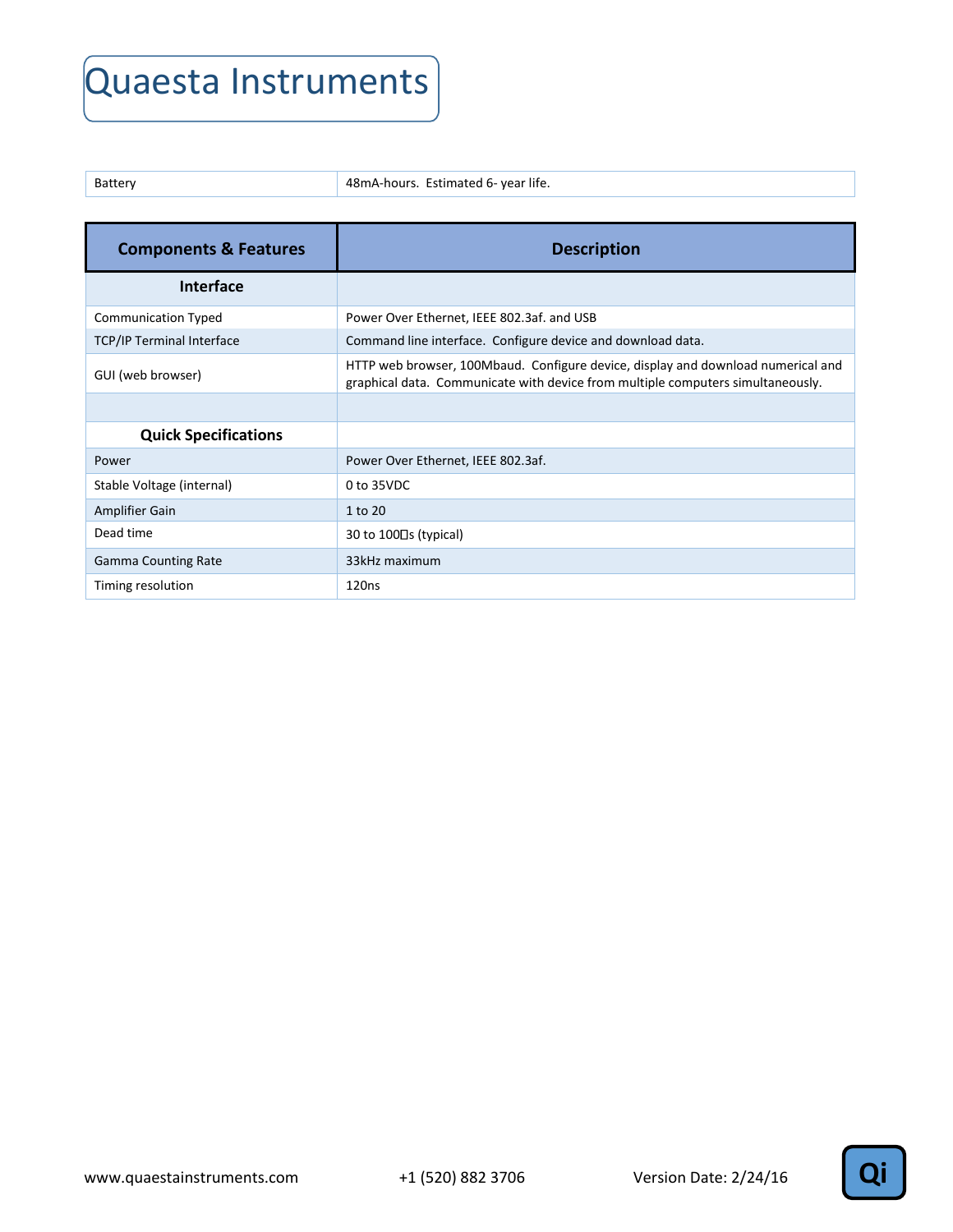# Quaesta Instruments

| | |
|---|---|
| Battery | 48mA-hours. Estimated 6- year life. |

| Components & Features | Description |
|---|---|
| **Interface** | |
| Communication Typed | Power Over Ethernet, IEEE 802.3af. and USB |
| TCP/IP Terminal Interface | Command line interface. Configure device and download data. |
| GUI (web browser) | HTTP web browser, 100Mbaud. Configure device, display and download numerical and graphical data. Communicate with device from multiple computers simultaneously. |
| | |
| **Quick Specifications** | |
| Power | Power Over Ethernet, IEEE 802.3af. |
| Stable Voltage (internal) | 0 to 35VDC |
| Amplifier Gain | 1 to 20 |
| Dead time | 30 to 100□s (typical) |
| Gamma Counting Rate | 33kHz maximum |
| Timing resolution | 120ns |

www.quaestainstruments.com +1 (520) 882 3706 Version Date: 2/24/16